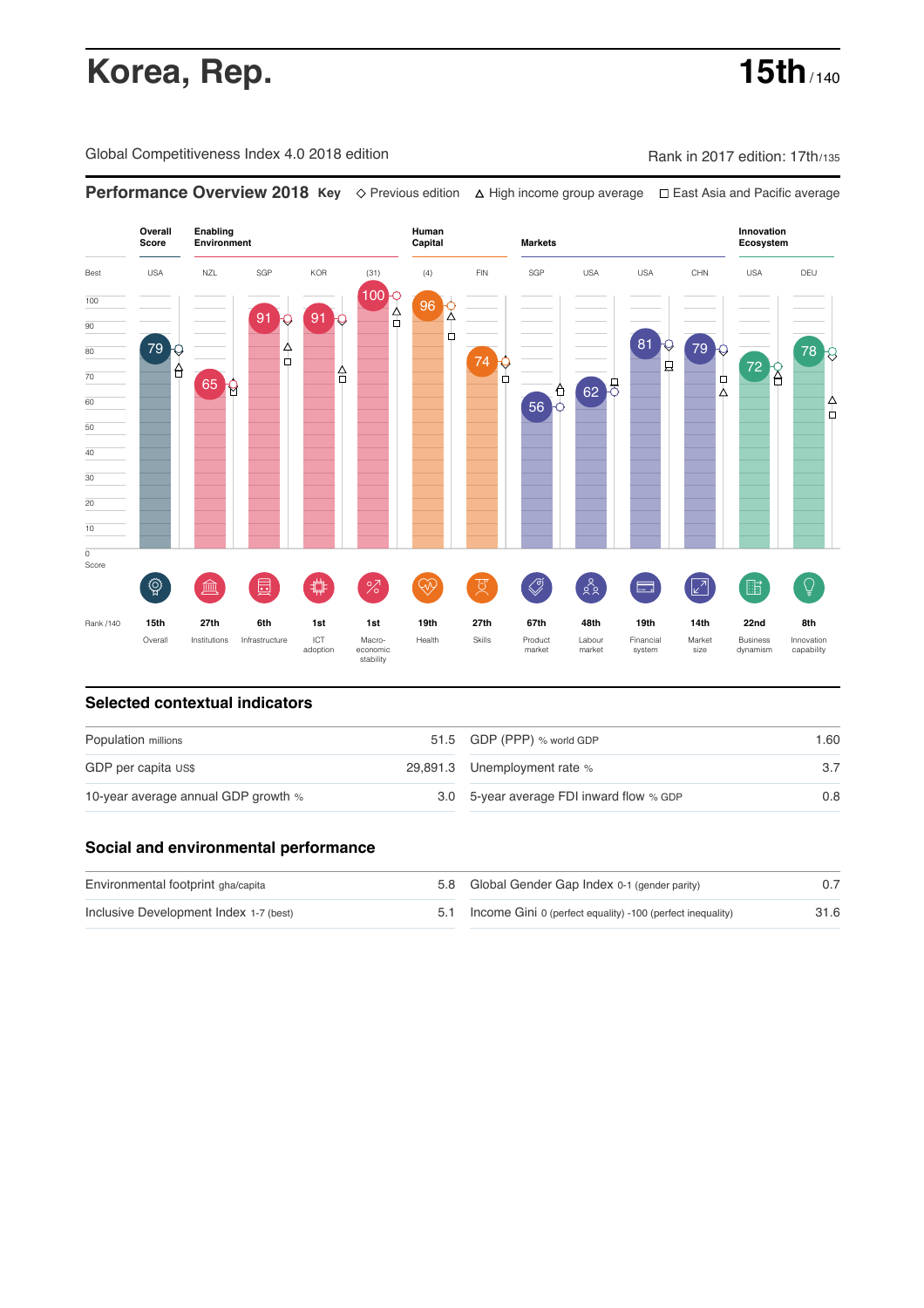# Korea, Rep.

**15th** / 140

Global Competitiveness Index 4.0 2018 edition

Rank in 2017 edition: 17th/135

## Performance Overview 2018

**Key** ◇ Previous edition △ High income group average □ East Asia and Pacific average

| | Overall Score | Enabling Environment | | | | Human Capital | | Markets | | | | Innovation Ecosystem | |
|---|---|---|---|---|---|---|---|---|---|---|---|---|---|
| Best | USA | NZL | SGP | KOR | (31) | (4) | FIN | SGP | USA | USA | CHN | USA | DEU |
| Score | 79 | 65 | 91 | 91 | 100 | 96 | 74 | 56 | 62 | 81 | 79 | 72 | 78 |
| Rank /140 | 15th | 27th | 6th | 1st | 1st | 19th | 27th | 67th | 48th | 19th | 14th | 22nd | 8th |
| | Overall | Institutions | Infrastructure | ICT adoption | Macro-economic stability | Health | Skills | Product market | Labour market | Financial system | Market size | Business dynamism | Innovation capability |

## Selected contextual indicators

| | | | |
|---|---|---|---|
| Population millions | 51.5 | GDP (PPP) % world GDP | 1.60 |
| GDP per capita US$ | 29,891.3 | Unemployment rate % | 3.7 |
| 10-year average annual GDP growth % | 3.0 | 5-year average FDI inward flow % GDP | 0.8 |

## Social and environmental performance

| | | | |
|---|---|---|---|
| Environmental footprint gha/capita | 5.8 | Global Gender Gap Index 0-1 (gender parity) | 0.7 |
| Inclusive Development Index 1-7 (best) | 5.1 | Income Gini 0 (perfect equality) -100 (perfect inequality) | 31.6 |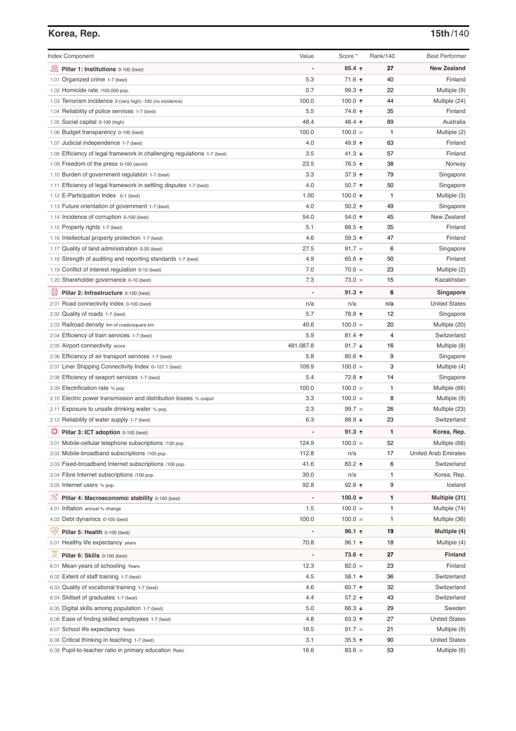## Korea, Rep.

**15th/140**

| Index Component | Value | Score * | Rank/140 | Best Performer |
|---|---|---|---|---|
| **Pillar 1: Institutions** 0-100 (best) | - | **65.4 ↑** | **27** | **New Zealand** |
| 1.01 Organized crime 1-7 (best) | 5.3 | 71.6 ↑ | 40 | Finland |
| 1.02 Homicide rate /100,000 pop. | 0.7 | 99.3 ↑ | 22 | Multiple (9) |
| 1.03 Terrorism incidence 0 (very high) -100 (no incidence) | 100.0 | 100.0 ↑ | 44 | Multiple (24) |
| 1.04 Reliability of police services 1-7 (best) | 5.5 | 74.6 ↑ | 35 | Finland |
| 1.05 Social capital 0-100 (high) | 48.4 | 48.4 ↑ | 89 | Australia |
| 1.06 Budget transparency 0-100 (best) | 100.0 | 100.0 = | 1 | Multiple (2) |
| 1.07 Judicial independence 1-7 (best) | 4.0 | 49.9 ↑ | 63 | Finland |
| 1.08 Efficiency of legal framework in challenging regulations 1-7 (best) | 3.5 | 41.3 ↓ | 57 | Finland |
| 1.09 Freedom of the press 0-100 (worst) | 23.5 | 76.5 ↑ | 38 | Norway |
| 1.10 Burden of government regulation 1-7 (best) | 3.3 | 37.9 ↑ | 79 | Singapore |
| 1.11 Efficiency of legal framework in settling disputes 1-7 (best) | 4.0 | 50.7 ↑ | 50 | Singapore |
| 1.12 E-Participation Index 0-1 (best) | 1.00 | 100.0 ↑ | 1 | Multiple (3) |
| 1.13 Future orientation of government 1-7 (best) | 4.0 | 50.2 ↑ | 49 | Singapore |
| 1.14 Incidence of corruption 0-100 (best) | 54.0 | 54.0 ↑ | 45 | New Zealand |
| 1.15 Property rights 1-7 (best) | 5.1 | 68.5 ↑ | 35 | Finland |
| 1.16 Intellectual property protection 1-7 (best) | 4.6 | 59.3 ↑ | 47 | Finland |
| 1.17 Quality of land administration 0-30 (best) | 27.5 | 91.7 = | 6 | Singapore |
| 1.18 Strength of auditing and reporting standards 1-7 (best) | 4.9 | 65.6 ↑ | 50 | Finland |
| 1.19 Conflict of interest regulation 0-10 (best) | 7.0 | 70.0 = | 23 | Multiple (2) |
| 1.20 Shareholder governance 0-10 (best) | 7.3 | 73.0 = | 15 | Kazakhstan |
| **Pillar 2: Infrastructure** 0-100 (best) | - | **91.3 ↑** | **6** | **Singapore** |
| 2.01 Road connectivity index 0-100 (best) | n/a | n/a | n/a | United States |
| 2.02 Quality of roads 1-7 (best) | 5.7 | 78.8 ↑ | 12 | Singapore |
| 2.03 Railroad density km of roads/square km | 40.6 | 100.0 = | 20 | Multiple (20) |
| 2.04 Efficiency of train services 1-7 (best) | 5.9 | 81.4 ↑ | 4 | Switzerland |
| 2.05 Airport connectivity score | 481,087.8 | 91.7 ↓ | 16 | Multiple (8) |
| 2.06 Efficiency of air transport services 1-7 (best) | 5.8 | 80.6 ↑ | 9 | Singapore |
| 2.07 Liner Shipping Connectivity Index 0–157.1 (best) | 109.9 | 100.0 = | 3 | Multiple (4) |
| 2.08 Efficiency of seaport services 1-7 (best) | 5.4 | 72.8 ↑ | 14 | Singapore |
| 2.09 Electrification rate % pop. | 100.0 | 100.0 = | 1 | Multiple (66) |
| 2.10 Electric power transmission and distribution losses % output | 3.3 | 100.0 = | 8 | Multiple (9) |
| 2.11 Exposure to unsafe drinking water % pop. | 2.3 | 99.7 = | 26 | Multiple (23) |
| 2.12 Reliability of water supply 1-7 (best) | 6.3 | 88.9 ↓ | 23 | Switzerland |
| **Pillar 3: ICT adoption** 0-100 (best) | - | **91.3 ↑** | **1** | **Korea, Rep.** |
| 3.01 Mobile-cellular telephone subscriptions /100 pop. | 124.9 | 100.0 = | 52 | Multiple (68) |
| 3.02 Mobile-broadband subscriptions /100 pop. | 112.8 | n/a | 17 | United Arab Emirates |
| 3.03 Fixed-broadband Internet subscriptions /100 pop. | 41.6 | 83.2 ↑ | 6 | Switzerland |
| 3.04 Fibre Internet subscriptions /100 pop. | 30.0 | n/a | 1 | Korea, Rep. |
| 3.05 Internet users % pop. | 92.8 | 92.8 ↑ | 9 | Iceland |
| **Pillar 4: Macroeconomic stability** 0-100 (best) | - | **100.0 =** | **1** | **Multiple (31)** |
| 4.01 Inflation annual % change | 1.5 | 100.0 = | 1 | Multiple (74) |
| 4.02 Debt dynamics 0-100 (best) | 100.0 | 100.0 = | 1 | Multiple (36) |
| **Pillar 5: Health** 0-100 (best) | - | **96.1 ↑** | **19** | **Multiple (4)** |
| 5.01 Healthy life expectancy years | 70.8 | 96.1 ↑ | 18 | Multiple (4) |
| **Pillar 6: Skills** 0-100 (best) | - | **73.6 ↑** | **27** | **Finland** |
| 6.01 Mean years of schooling Years | 12.3 | 82.0 = | 23 | Finland |
| 6.02 Extent of staff training 1-7 (best) | 4.5 | 58.1 ↑ | 36 | Switzerland |
| 6.03 Quality of vocational training 1-7 (best) | 4.6 | 60.7 ↑ | 32 | Switzerland |
| 6.04 Skillset of graduates 1-7 (best) | 4.4 | 57.2 ↑ | 43 | Switzerland |
| 6.05 Digital skills among population 1-7 (best) | 5.0 | 66.3 ↓ | 29 | Sweden |
| 6.06 Ease of finding skilled employees 1-7 (best) | 4.8 | 63.3 ↑ | 27 | United States |
| 6.07 School life expectancy Years | 16.5 | 91.7 = | 21 | Multiple (9) |
| 6.08 Critical thinking in teaching 1-7 (best) | 3.1 | 35.5 ↑ | 90 | United States |
| 6.09 Pupil-to-teacher ratio in primary education Ratio | 16.6 | 83.6 = | 53 | Multiple (6) |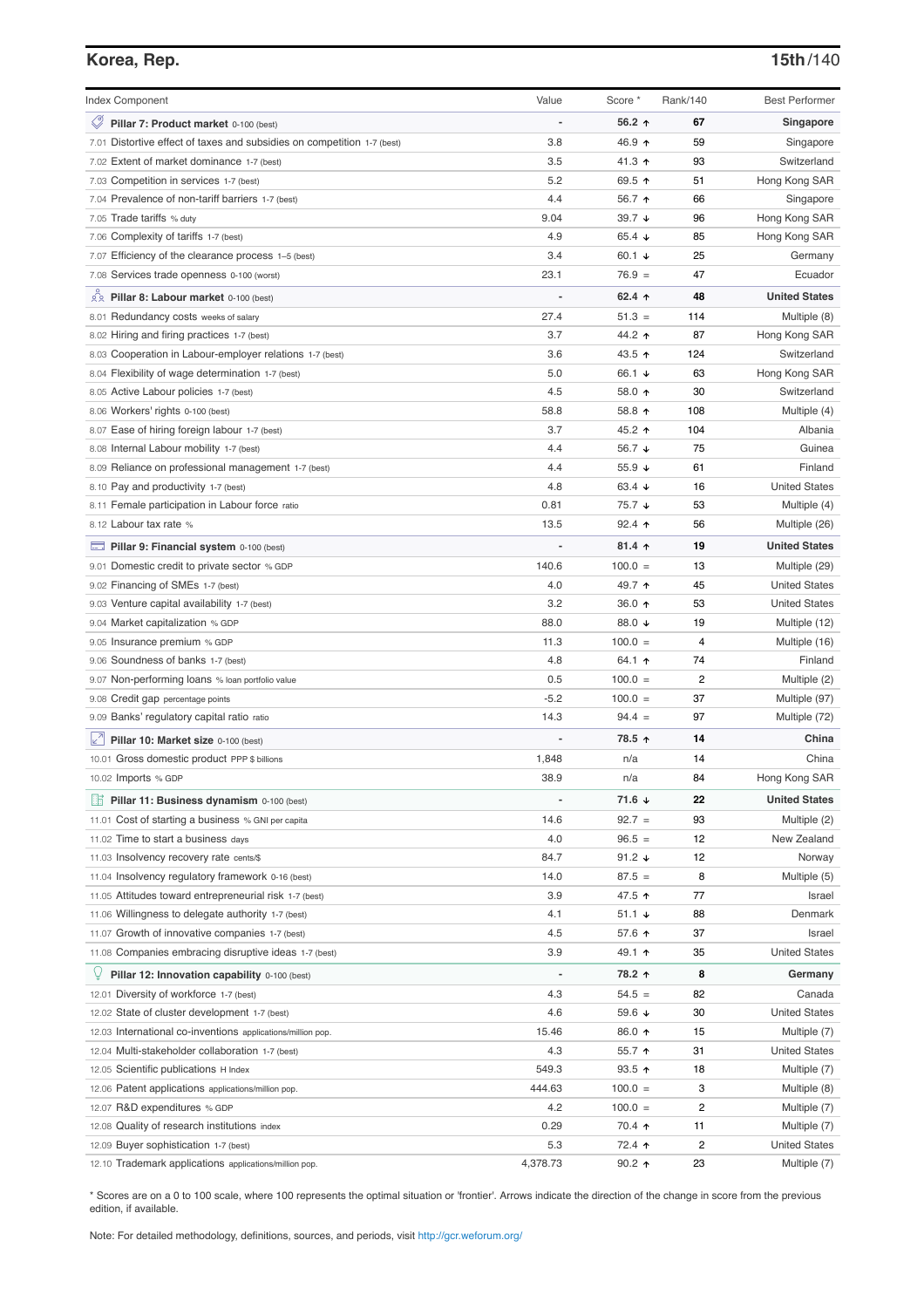## Korea, Rep.

**15th**/140

| Index Component | Value | Score * | Rank/140 | Best Performer |
|---|---|---|---|---|
| **Pillar 7: Product market** 0-100 (best) | - | **56.2 ↑** | **67** | **Singapore** |
| 7.01 Distortive effect of taxes and subsidies on competition 1-7 (best) | 3.8 | 46.9 ↑ | 59 | Singapore |
| 7.02 Extent of market dominance 1-7 (best) | 3.5 | 41.3 ↑ | 93 | Switzerland |
| 7.03 Competition in services 1-7 (best) | 5.2 | 69.5 ↑ | 51 | Hong Kong SAR |
| 7.04 Prevalence of non-tariff barriers 1-7 (best) | 4.4 | 56.7 ↑ | 66 | Singapore |
| 7.05 Trade tariffs % duty | 9.04 | 39.7 ↓ | 96 | Hong Kong SAR |
| 7.06 Complexity of tariffs 1-7 (best) | 4.9 | 65.4 ↓ | 85 | Hong Kong SAR |
| 7.07 Efficiency of the clearance process 1–5 (best) | 3.4 | 60.1 ↓ | 25 | Germany |
| 7.08 Services trade openness 0-100 (worst) | 23.1 | 76.9 = | 47 | Ecuador |
| **Pillar 8: Labour market** 0-100 (best) | - | **62.4 ↑** | **48** | **United States** |
| 8.01 Redundancy costs weeks of salary | 27.4 | 51.3 = | 114 | Multiple (8) |
| 8.02 Hiring and firing practices 1-7 (best) | 3.7 | 44.2 ↑ | 87 | Hong Kong SAR |
| 8.03 Cooperation in Labour-employer relations 1-7 (best) | 3.6 | 43.5 ↑ | 124 | Switzerland |
| 8.04 Flexibility of wage determination 1-7 (best) | 5.0 | 66.1 ↓ | 63 | Hong Kong SAR |
| 8.05 Active Labour policies 1-7 (best) | 4.5 | 58.0 ↑ | 30 | Switzerland |
| 8.06 Workers' rights 0-100 (best) | 58.8 | 58.8 ↑ | 108 | Multiple (4) |
| 8.07 Ease of hiring foreign labour 1-7 (best) | 3.7 | 45.2 ↑ | 104 | Albania |
| 8.08 Internal Labour mobility 1-7 (best) | 4.4 | 56.7 ↓ | 75 | Guinea |
| 8.09 Reliance on professional management 1-7 (best) | 4.4 | 55.9 ↓ | 61 | Finland |
| 8.10 Pay and productivity 1-7 (best) | 4.8 | 63.4 ↓ | 16 | United States |
| 8.11 Female participation in Labour force ratio | 0.81 | 75.7 ↓ | 53 | Multiple (4) |
| 8.12 Labour tax rate % | 13.5 | 92.4 ↑ | 56 | Multiple (26) |
| **Pillar 9: Financial system** 0-100 (best) | - | **81.4 ↑** | **19** | **United States** |
| 9.01 Domestic credit to private sector % GDP | 140.6 | 100.0 = | 13 | Multiple (29) |
| 9.02 Financing of SMEs 1-7 (best) | 4.0 | 49.7 ↑ | 45 | United States |
| 9.03 Venture capital availability 1-7 (best) | 3.2 | 36.0 ↑ | 53 | United States |
| 9.04 Market capitalization % GDP | 88.0 | 88.0 ↓ | 19 | Multiple (12) |
| 9.05 Insurance premium % GDP | 11.3 | 100.0 = | 4 | Multiple (16) |
| 9.06 Soundness of banks 1-7 (best) | 4.8 | 64.1 ↑ | 74 | Finland |
| 9.07 Non-performing loans % loan portfolio value | 0.5 | 100.0 = | 2 | Multiple (2) |
| 9.08 Credit gap percentage points | -5.2 | 100.0 = | 37 | Multiple (97) |
| 9.09 Banks' regulatory capital ratio ratio | 14.3 | 94.4 = | 97 | Multiple (72) |
| **Pillar 10: Market size** 0-100 (best) | - | **78.5 ↑** | **14** | **China** |
| 10.01 Gross domestic product PPP $ billions | 1,848 | n/a | 14 | China |
| 10.02 Imports % GDP | 38.9 | n/a | 84 | Hong Kong SAR |
| **Pillar 11: Business dynamism** 0-100 (best) | - | **71.6 ↓** | **22** | **United States** |
| 11.01 Cost of starting a business % GNI per capita | 14.6 | 92.7 = | 93 | Multiple (2) |
| 11.02 Time to start a business days | 4.0 | 96.5 = | 12 | New Zealand |
| 11.03 Insolvency recovery rate cents/$ | 84.7 | 91.2 ↓ | 12 | Norway |
| 11.04 Insolvency regulatory framework 0-16 (best) | 14.0 | 87.5 = | 8 | Multiple (5) |
| 11.05 Attitudes toward entrepreneurial risk 1-7 (best) | 3.9 | 47.5 ↑ | 77 | Israel |
| 11.06 Willingness to delegate authority 1-7 (best) | 4.1 | 51.1 ↓ | 88 | Denmark |
| 11.07 Growth of innovative companies 1-7 (best) | 4.5 | 57.6 ↑ | 37 | Israel |
| 11.08 Companies embracing disruptive ideas 1-7 (best) | 3.9 | 49.1 ↑ | 35 | United States |
| **Pillar 12: Innovation capability** 0-100 (best) | - | **78.2 ↑** | **8** | **Germany** |
| 12.01 Diversity of workforce 1-7 (best) | 4.3 | 54.5 = | 82 | Canada |
| 12.02 State of cluster development 1-7 (best) | 4.6 | 59.6 ↓ | 30 | United States |
| 12.03 International co-inventions applications/million pop. | 15.46 | 86.0 ↑ | 15 | Multiple (7) |
| 12.04 Multi-stakeholder collaboration 1-7 (best) | 4.3 | 55.7 ↑ | 31 | United States |
| 12.05 Scientific publications H Index | 549.3 | 93.5 ↑ | 18 | Multiple (7) |
| 12.06 Patent applications applications/million pop. | 444.63 | 100.0 = | 3 | Multiple (8) |
| 12.07 R&D expenditures % GDP | 4.2 | 100.0 = | 2 | Multiple (7) |
| 12.08 Quality of research institutions index | 0.29 | 70.4 ↑ | 11 | Multiple (7) |
| 12.09 Buyer sophistication 1-7 (best) | 5.3 | 72.4 ↑ | 2 | United States |
| 12.10 Trademark applications applications/million pop. | 4,378.73 | 90.2 ↑ | 23 | Multiple (7) |

* Scores are on a 0 to 100 scale, where 100 represents the optimal situation or 'frontier'. Arrows indicate the direction of the change in score from the previous edition, if available.

Note: For detailed methodology, definitions, sources, and periods, visit http://gcr.weforum.org/